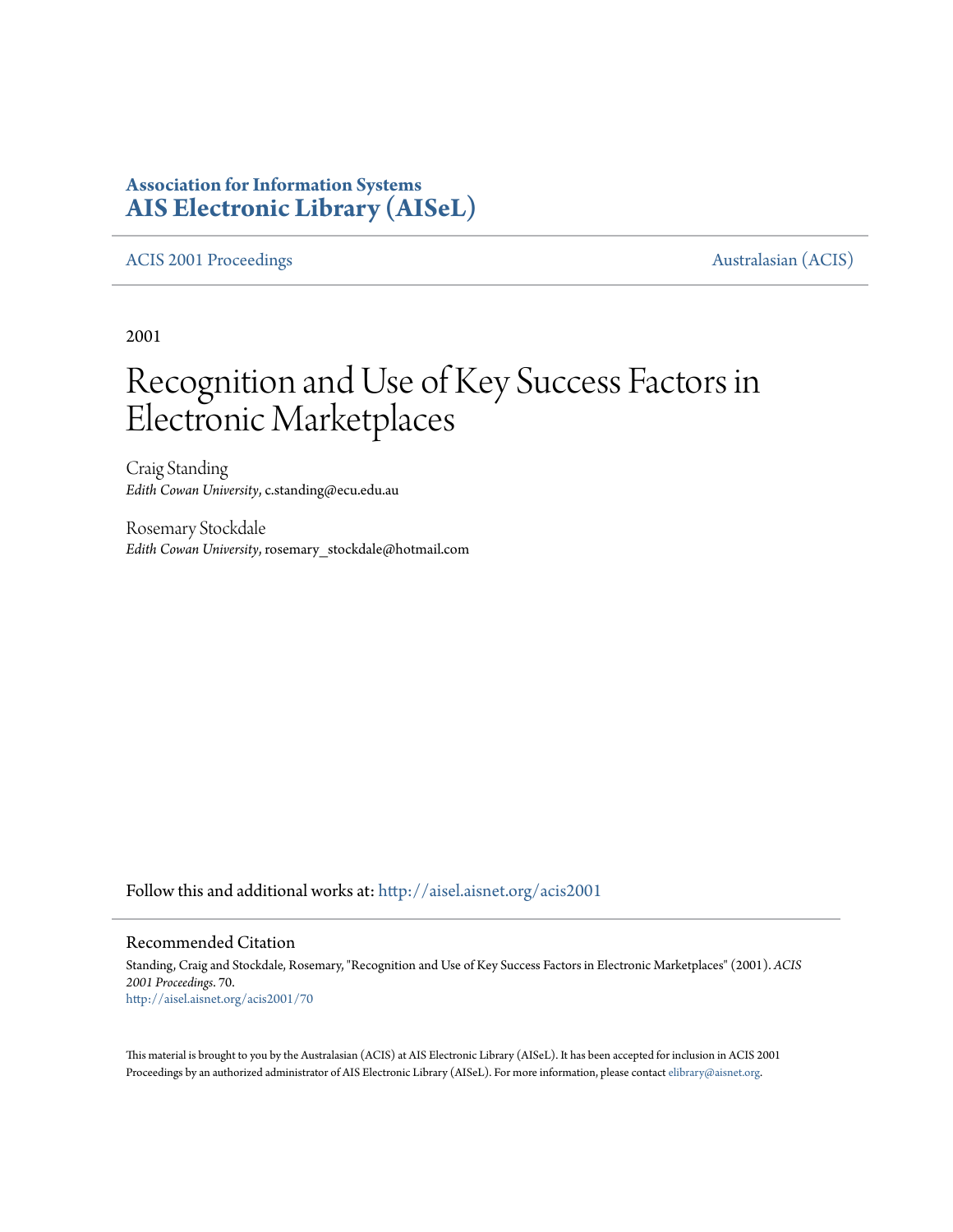**Association for Information Systems**
**AIS Electronic Library (AISeL)**

ACIS 2001 Proceedings | Australasian (ACIS)

2001

# Recognition and Use of Key Success Factors in Electronic Marketplaces

Craig Standing
*Edith Cowan University*, c.standing@ecu.edu.au

Rosemary Stockdale
*Edith Cowan University*, rosemary_stockdale@hotmail.com

Follow this and additional works at: http://aisel.aisnet.org/acis2001

## Recommended Citation

Standing, Craig and Stockdale, Rosemary, "Recognition and Use of Key Success Factors in Electronic Marketplaces" (2001). *ACIS 2001 Proceedings*. 70.
http://aisel.aisnet.org/acis2001/70

This material is brought to you by the Australasian (ACIS) at AIS Electronic Library (AISeL). It has been accepted for inclusion in ACIS 2001 Proceedings by an authorized administrator of AIS Electronic Library (AISeL). For more information, please contact elibrary@aisnet.org.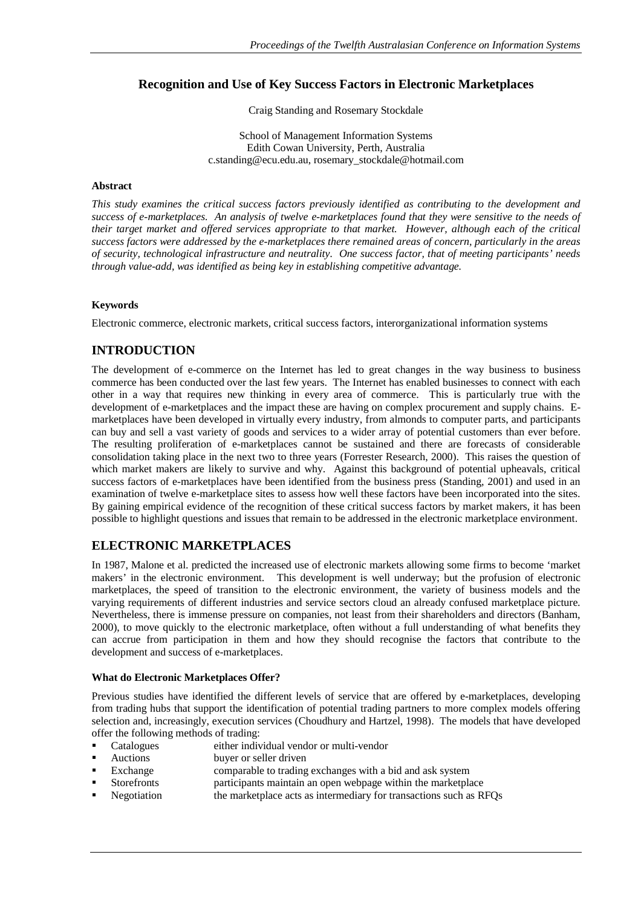## Recognition and Use of Key Success Factors in Electronic Marketplaces

Craig Standing and Rosemary Stockdale

School of Management Information Systems
Edith Cowan University, Perth, Australia
c.standing@ecu.edu.au, rosemary_stockdale@hotmail.com

### Abstract

*This study examines the critical success factors previously identified as contributing to the development and success of e-marketplaces. An analysis of twelve e-marketplaces found that they were sensitive to the needs of their target market and offered services appropriate to that market. However, although each of the critical success factors were addressed by the e-marketplaces there remained areas of concern, particularly in the areas of security, technological infrastructure and neutrality. One success factor, that of meeting participants' needs through value-add, was identified as being key in establishing competitive advantage.*

### Keywords

Electronic commerce, electronic markets, critical success factors, interorganizational information systems

## INTRODUCTION

The development of e-commerce on the Internet has led to great changes in the way business to business commerce has been conducted over the last few years. The Internet has enabled businesses to connect with each other in a way that requires new thinking in every area of commerce. This is particularly true with the development of e-marketplaces and the impact these are having on complex procurement and supply chains. E-marketplaces have been developed in virtually every industry, from almonds to computer parts, and participants can buy and sell a vast variety of goods and services to a wider array of potential customers than ever before. The resulting proliferation of e-marketplaces cannot be sustained and there are forecasts of considerable consolidation taking place in the next two to three years (Forrester Research, 2000). This raises the question of which market makers are likely to survive and why. Against this background of potential upheavals, critical success factors of e-marketplaces have been identified from the business press (Standing, 2001) and used in an examination of twelve e-marketplace sites to assess how well these factors have been incorporated into the sites. By gaining empirical evidence of the recognition of these critical success factors by market makers, it has been possible to highlight questions and issues that remain to be addressed in the electronic marketplace environment.

## ELECTRONIC MARKETPLACES

In 1987, Malone et al. predicted the increased use of electronic markets allowing some firms to become 'market makers' in the electronic environment. This development is well underway; but the profusion of electronic marketplaces, the speed of transition to the electronic environment, the variety of business models and the varying requirements of different industries and service sectors cloud an already confused marketplace picture. Nevertheless, there is immense pressure on companies, not least from their shareholders and directors (Banham, 2000), to move quickly to the electronic marketplace, often without a full understanding of what benefits they can accrue from participation in them and how they should recognise the factors that contribute to the development and success of e-marketplaces.

### What do Electronic Marketplaces Offer?

Previous studies have identified the different levels of service that are offered by e-marketplaces, developing from trading hubs that support the identification of potential trading partners to more complex models offering selection and, increasingly, execution services (Choudhury and Hartzel, 1998). The models that have developed offer the following methods of trading:

- Catalogues — either individual vendor or multi-vendor
- Auctions — buyer or seller driven
- Exchange — comparable to trading exchanges with a bid and ask system
- Storefronts — participants maintain an open webpage within the marketplace
- Negotiation — the marketplace acts as intermediary for transactions such as RFQs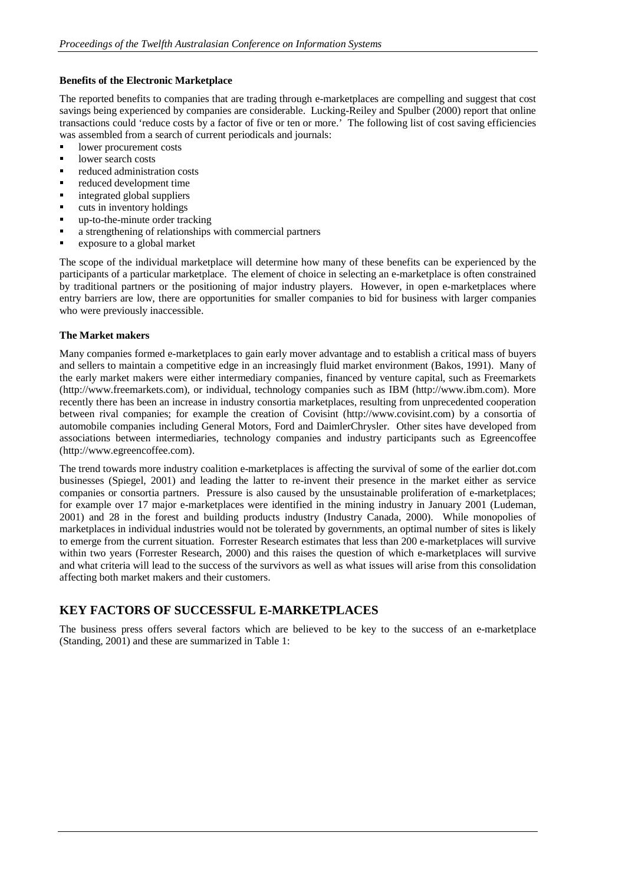**Benefits of the Electronic Marketplace**

The reported benefits to companies that are trading through e-marketplaces are compelling and suggest that cost savings being experienced by companies are considerable. Lucking-Reiley and Spulber (2000) report that online transactions could 'reduce costs by a factor of five or ten or more.' The following list of cost saving efficiencies was assembled from a search of current periodicals and journals:

- lower procurement costs
- lower search costs
- reduced administration costs
- reduced development time
- integrated global suppliers
- cuts in inventory holdings
- up-to-the-minute order tracking
- a strengthening of relationships with commercial partners
- exposure to a global market

The scope of the individual marketplace will determine how many of these benefits can be experienced by the participants of a particular marketplace. The element of choice in selecting an e-marketplace is often constrained by traditional partners or the positioning of major industry players. However, in open e-marketplaces where entry barriers are low, there are opportunities for smaller companies to bid for business with larger companies who were previously inaccessible.

**The Market makers**

Many companies formed e-marketplaces to gain early mover advantage and to establish a critical mass of buyers and sellers to maintain a competitive edge in an increasingly fluid market environment (Bakos, 1991). Many of the early market makers were either intermediary companies, financed by venture capital, such as Freemarkets (http://www.freemarkets.com), or individual, technology companies such as IBM (http://www.ibm.com). More recently there has been an increase in industry consortia marketplaces, resulting from unprecedented cooperation between rival companies; for example the creation of Covisint (http://www.covisint.com) by a consortia of automobile companies including General Motors, Ford and DaimlerChrysler. Other sites have developed from associations between intermediaries, technology companies and industry participants such as Egreencoffee (http://www.egreencoffee.com).

The trend towards more industry coalition e-marketplaces is affecting the survival of some of the earlier dot.com businesses (Spiegel, 2001) and leading the latter to re-invent their presence in the market either as service companies or consortia partners. Pressure is also caused by the unsustainable proliferation of e-marketplaces; for example over 17 major e-marketplaces were identified in the mining industry in January 2001 (Ludeman, 2001) and 28 in the forest and building products industry (Industry Canada, 2000). While monopolies of marketplaces in individual industries would not be tolerated by governments, an optimal number of sites is likely to emerge from the current situation. Forrester Research estimates that less than 200 e-marketplaces will survive within two years (Forrester Research, 2000) and this raises the question of which e-marketplaces will survive and what criteria will lead to the success of the survivors as well as what issues will arise from this consolidation affecting both market makers and their customers.

## KEY FACTORS OF SUCCESSFUL E-MARKETPLACES

The business press offers several factors which are believed to be key to the success of an e-marketplace (Standing, 2001) and these are summarized in Table 1: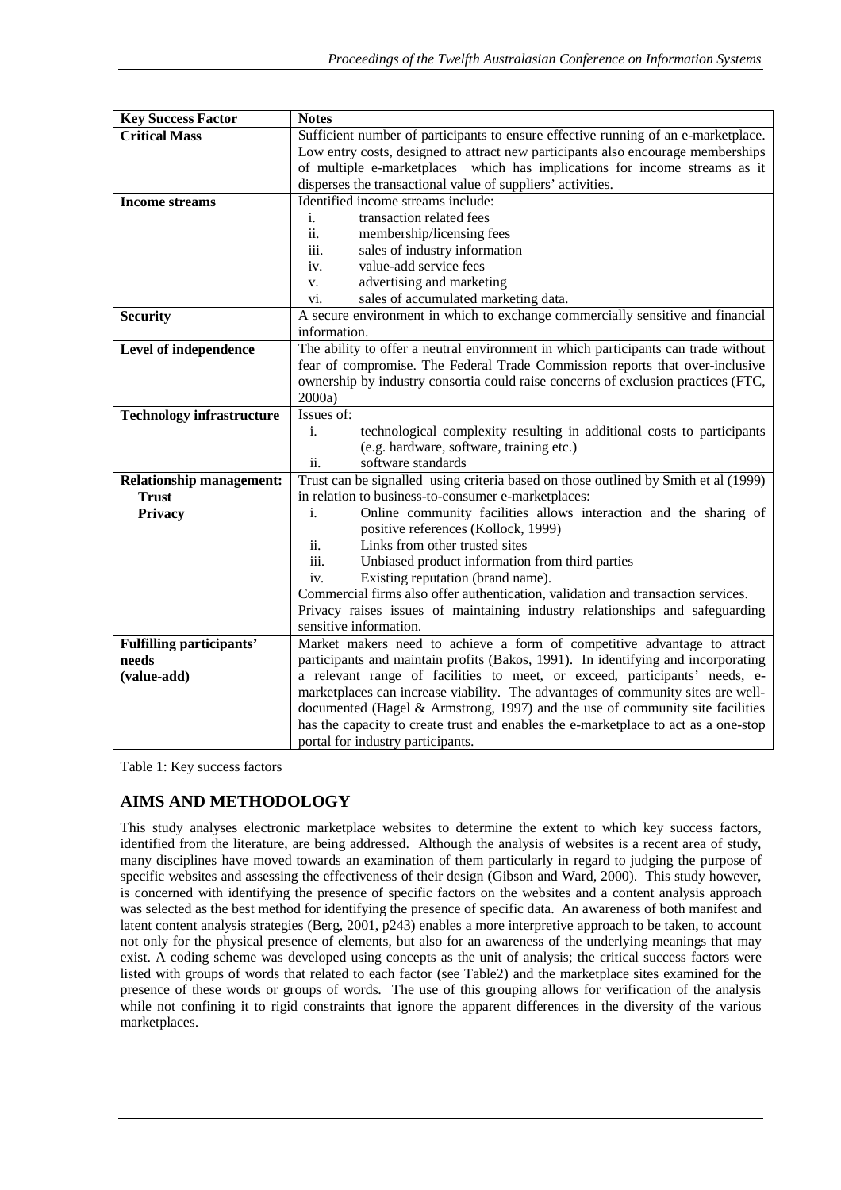| Key Success Factor | Notes |
|---|---|
| **Critical Mass** | Sufficient number of participants to ensure effective running of an e-marketplace. Low entry costs, designed to attract new participants also encourage memberships of multiple e-marketplaces which has implications for income streams as it disperses the transactional value of suppliers' activities. |
| **Income streams** | Identified income streams include: i. transaction related fees ii. membership/licensing fees iii. sales of industry information iv. value-add service fees v. advertising and marketing vi. sales of accumulated marketing data. |
| **Security** | A secure environment in which to exchange commercially sensitive and financial information. |
| **Level of independence** | The ability to offer a neutral environment in which participants can trade without fear of compromise. The Federal Trade Commission reports that over-inclusive ownership by industry consortia could raise concerns of exclusion practices (FTC, 2000a) |
| **Technology infrastructure** | Issues of: i. technological complexity resulting in additional costs to participants (e.g. hardware, software, training etc.) ii. software standards |
| **Relationship management: Trust Privacy** | Trust can be signalled using criteria based on those outlined by Smith et al (1999) in relation to business-to-consumer e-marketplaces: i. Online community facilities allows interaction and the sharing of positive references (Kollock, 1999) ii. Links from other trusted sites iii. Unbiased product information from third parties iv. Existing reputation (brand name). Commercial firms also offer authentication, validation and transaction services. Privacy raises issues of maintaining industry relationships and safeguarding sensitive information. |
| **Fulfilling participants' needs (value-add)** | Market makers need to achieve a form of competitive advantage to attract participants and maintain profits (Bakos, 1991). In identifying and incorporating a relevant range of facilities to meet, or exceed, participants' needs, e-marketplaces can increase viability. The advantages of community sites are well-documented (Hagel & Armstrong, 1997) and the use of community site facilities has the capacity to create trust and enables the e-marketplace to act as a one-stop portal for industry participants. |

Table 1: Key success factors

## AIMS AND METHODOLOGY

This study analyses electronic marketplace websites to determine the extent to which key success factors, identified from the literature, are being addressed. Although the analysis of websites is a recent area of study, many disciplines have moved towards an examination of them particularly in regard to judging the purpose of specific websites and assessing the effectiveness of their design (Gibson and Ward, 2000). This study however, is concerned with identifying the presence of specific factors on the websites and a content analysis approach was selected as the best method for identifying the presence of specific data. An awareness of both manifest and latent content analysis strategies (Berg, 2001, p243) enables a more interpretive approach to be taken, to account not only for the physical presence of elements, but also for an awareness of the underlying meanings that may exist. A coding scheme was developed using concepts as the unit of analysis; the critical success factors were listed with groups of words that related to each factor (see Table2) and the marketplace sites examined for the presence of these words or groups of words. The use of this grouping allows for verification of the analysis while not confining it to rigid constraints that ignore the apparent differences in the diversity of the various marketplaces.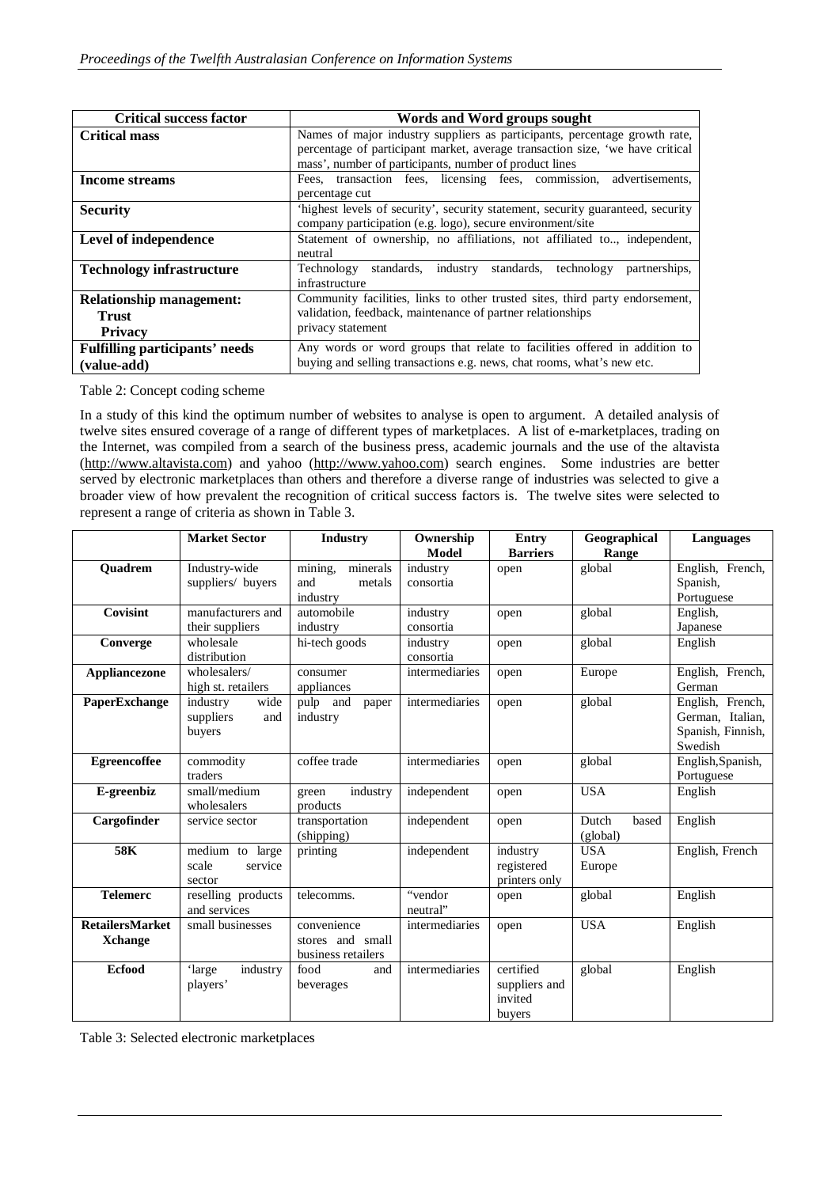| Critical success factor | Words and Word groups sought |
|---|---|
| **Critical mass** | Names of major industry suppliers as participants, percentage growth rate, percentage of participant market, average transaction size, 'we have critical mass', number of participants, number of product lines |
| **Income streams** | Fees, transaction fees, licensing fees, commission, advertisements, percentage cut |
| **Security** | 'highest levels of security', security statement, security guaranteed, security company participation (e.g. logo), secure environment/site |
| **Level of independence** | Statement of ownership, no affiliations, not affiliated to.., independent, neutral |
| **Technology infrastructure** | Technology standards, industry standards, technology partnerships, infrastructure |
| **Relationship management:** **Trust** **Privacy** | Community facilities, links to other trusted sites, third party endorsement, validation, feedback, maintenance of partner relationships privacy statement |
| **Fulfilling participants' needs (value-add)** | Any words or word groups that relate to facilities offered in addition to buying and selling transactions e.g. news, chat rooms, what's new etc. |

Table 2: Concept coding scheme

In a study of this kind the optimum number of websites to analyse is open to argument. A detailed analysis of twelve sites ensured coverage of a range of different types of marketplaces. A list of e-marketplaces, trading on the Internet, was compiled from a search of the business press, academic journals and the use of the altavista (http://www.altavista.com) and yahoo (http://www.yahoo.com) search engines. Some industries are better served by electronic marketplaces than others and therefore a diverse range of industries was selected to give a broader view of how prevalent the recognition of critical success factors is. The twelve sites were selected to represent a range of criteria as shown in Table 3.

| | Market Sector | Industry | Ownership Model | Entry Barriers | Geographical Range | Languages |
|---|---|---|---|---|---|---|
| **Quadrem** | Industry-wide suppliers/ buyers | mining, minerals and metals industry | industry consortia | open | global | English, French, Spanish, Portuguese |
| **Covisint** | manufacturers and their suppliers | automobile industry | industry consortia | open | global | English, Japanese |
| **Converge** | wholesale distribution | hi-tech goods | industry consortia | open | global | English |
| **Appliancezone** | wholesalers/ high st. retailers | consumer appliances | intermediaries | open | Europe | English, French, German |
| **PaperExchange** | industry wide suppliers and buyers | pulp and paper industry | intermediaries | open | global | English, French, German, Italian, Spanish, Finnish, Swedish |
| **Egreencoffee** | commodity traders | coffee trade | intermediaries | open | global | English,Spanish, Portuguese |
| **E-greenbiz** | small/medium wholesalers | green industry products | independent | open | USA | English |
| **Cargofinder** | service sector | transportation (shipping) | independent | open | Dutch based (global) | English |
| **58K** | medium to large scale service sector | printing | independent | industry registered printers only | USA Europe | English, French |
| **Telemerc** | reselling products and services | telecomms. | "vendor neutral" | open | global | English |
| **RetailersMarket Xchange** | small businesses | convenience stores and small business retailers | intermediaries | open | USA | English |
| **Ecfood** | 'large industry players' | food and beverages | intermediaries | certified suppliers and invited buyers | global | English |

Table 3: Selected electronic marketplaces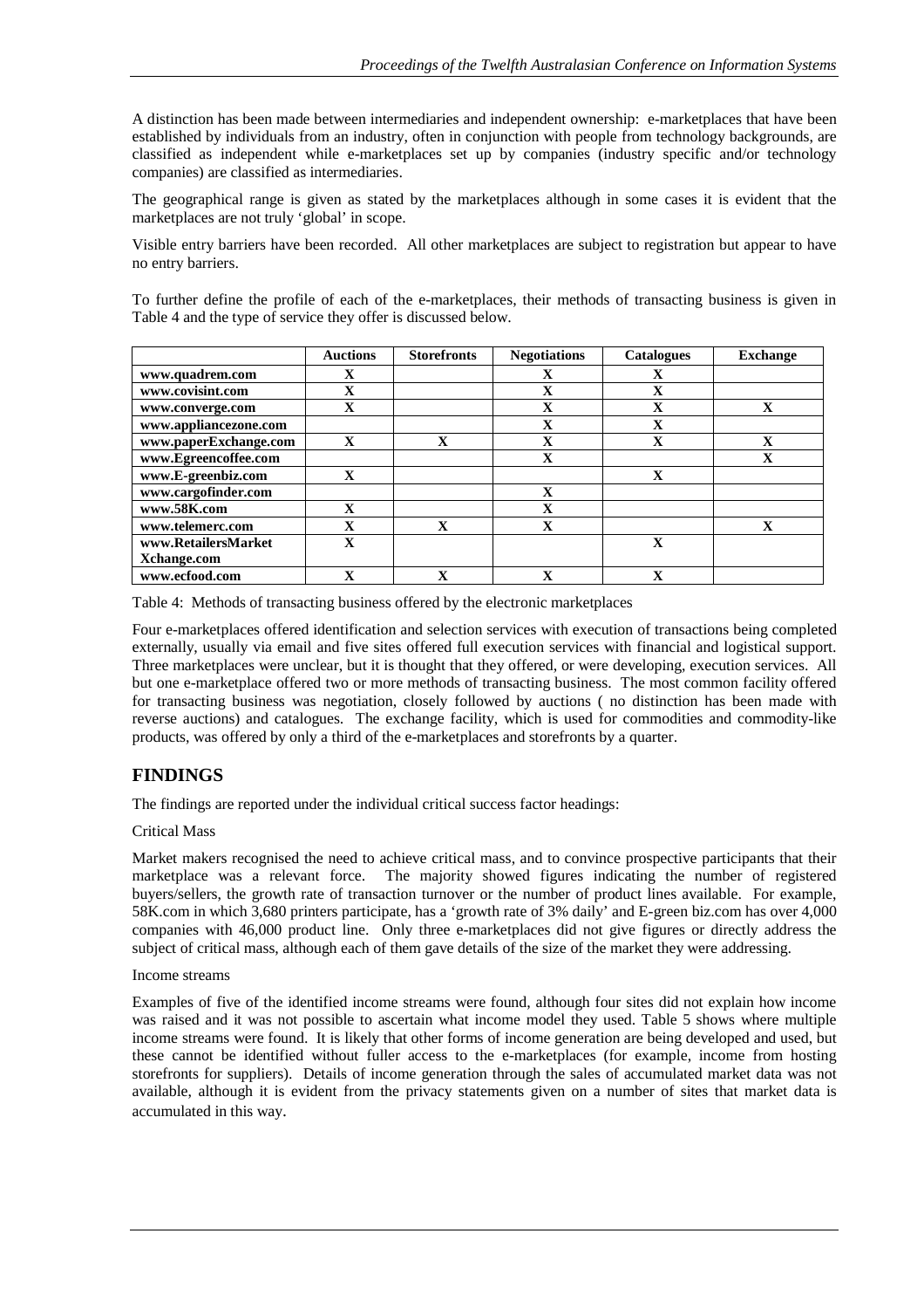A distinction has been made between intermediaries and independent ownership: e-marketplaces that have been established by individuals from an industry, often in conjunction with people from technology backgrounds, are classified as independent while e-marketplaces set up by companies (industry specific and/or technology companies) are classified as intermediaries.

The geographical range is given as stated by the marketplaces although in some cases it is evident that the marketplaces are not truly 'global' in scope.

Visible entry barriers have been recorded. All other marketplaces are subject to registration but appear to have no entry barriers.

To further define the profile of each of the e-marketplaces, their methods of transacting business is given in Table 4 and the type of service they offer is discussed below.

| | Auctions | Storefronts | Negotiations | Catalogues | Exchange |
|---|---|---|---|---|---|
| www.quadrem.com | X | | X | X | |
| www.covisint.com | X | | X | X | |
| www.converge.com | X | | X | X | X |
| www.appliancezone.com | | | X | X | |
| www.paperExchange.com | X | X | X | X | X |
| www.Egreencoffee.com | | | X | | X |
| www.E-greenbiz.com | X | | | X | |
| www.cargofinder.com | | | X | | |
| www.58K.com | X | | X | | |
| www.telemerc.com | X | X | X | | X |
| www.RetailersMarket Xchange.com | X | | | X | |
| www.ecfood.com | X | X | X | X | |

Table 4: Methods of transacting business offered by the electronic marketplaces

Four e-marketplaces offered identification and selection services with execution of transactions being completed externally, usually via email and five sites offered full execution services with financial and logistical support. Three marketplaces were unclear, but it is thought that they offered, or were developing, execution services. All but one e-marketplace offered two or more methods of transacting business. The most common facility offered for transacting business was negotiation, closely followed by auctions ( no distinction has been made with reverse auctions) and catalogues. The exchange facility, which is used for commodities and commodity-like products, was offered by only a third of the e-marketplaces and storefronts by a quarter.

## FINDINGS

The findings are reported under the individual critical success factor headings:

Critical Mass

Market makers recognised the need to achieve critical mass, and to convince prospective participants that their marketplace was a relevant force. The majority showed figures indicating the number of registered buyers/sellers, the growth rate of transaction turnover or the number of product lines available. For example, 58K.com in which 3,680 printers participate, has a 'growth rate of 3% daily' and E-green biz.com has over 4,000 companies with 46,000 product line. Only three e-marketplaces did not give figures or directly address the subject of critical mass, although each of them gave details of the size of the market they were addressing.

Income streams

Examples of five of the identified income streams were found, although four sites did not explain how income was raised and it was not possible to ascertain what income model they used. Table 5 shows where multiple income streams were found. It is likely that other forms of income generation are being developed and used, but these cannot be identified without fuller access to the e-marketplaces (for example, income from hosting storefronts for suppliers). Details of income generation through the sales of accumulated market data was not available, although it is evident from the privacy statements given on a number of sites that market data is accumulated in this way.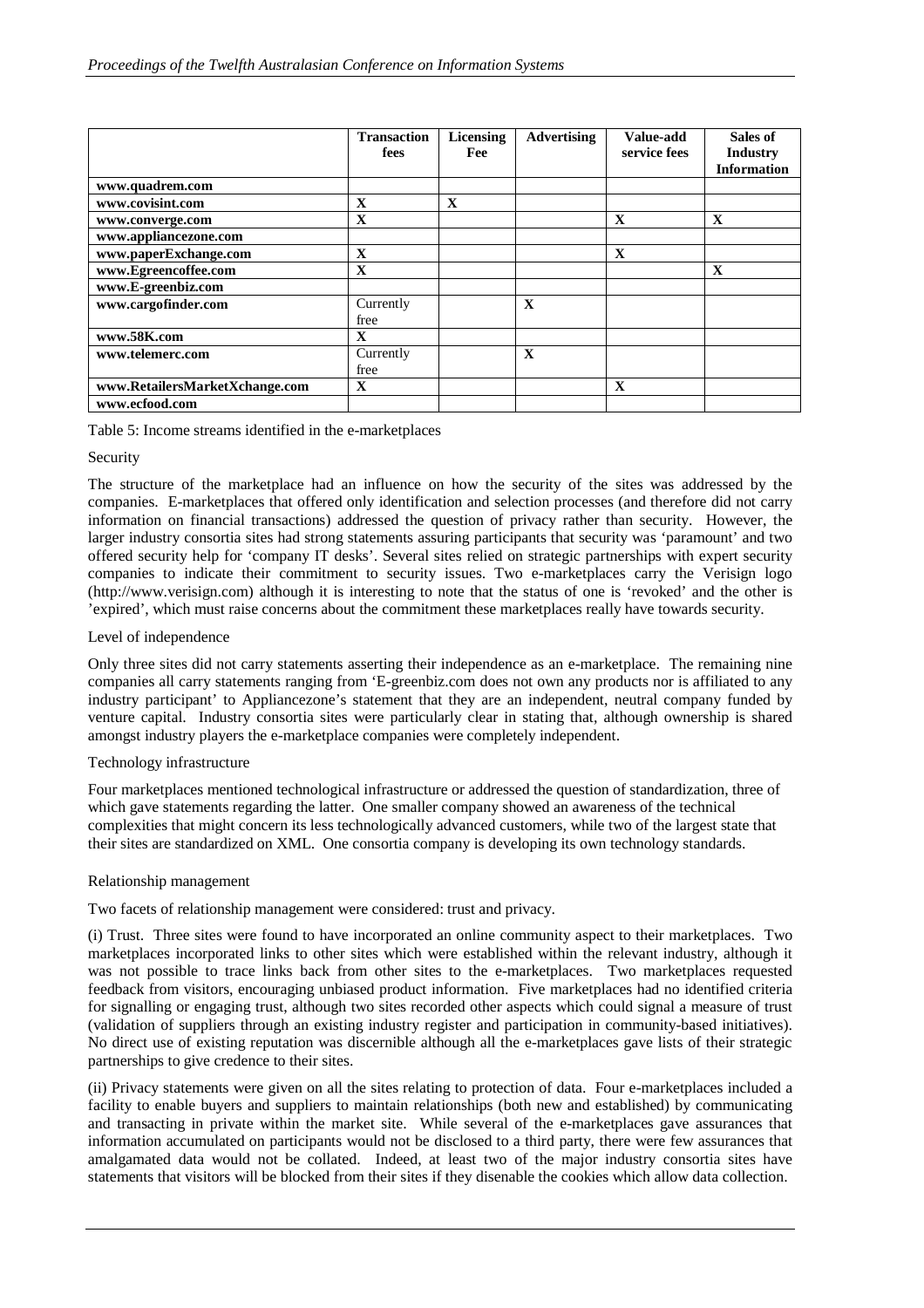| | Transaction fees | Licensing Fee | Advertising | Value-add service fees | Sales of Industry Information |
|---|---|---|---|---|---|
| **www.quadrem.com** | | | | | |
| **www.covisint.com** | X | X | | | |
| **www.converge.com** | X | | | X | X |
| **www.appliancezone.com** | | | | | |
| **www.paperExchange.com** | X | | | X | |
| **www.Egreencoffee.com** | X | | | | X |
| **www.E-greenbiz.com** | | | | | |
| **www.cargofinder.com** | Currently free | | X | | |
| **www.58K.com** | X | | | | |
| **www.telemerc.com** | Currently free | | X | | |
| **www.RetailersMarketXchange.com** | X | | | X | |
| **www.ecfood.com** | | | | | |

Table 5: Income streams identified in the e-marketplaces

Security

The structure of the marketplace had an influence on how the security of the sites was addressed by the companies. E-marketplaces that offered only identification and selection processes (and therefore did not carry information on financial transactions) addressed the question of privacy rather than security. However, the larger industry consortia sites had strong statements assuring participants that security was 'paramount' and two offered security help for 'company IT desks'. Several sites relied on strategic partnerships with expert security companies to indicate their commitment to security issues. Two e-marketplaces carry the Verisign logo (http://www.verisign.com) although it is interesting to note that the status of one is 'revoked' and the other is 'expired', which must raise concerns about the commitment these marketplaces really have towards security.

Level of independence

Only three sites did not carry statements asserting their independence as an e-marketplace. The remaining nine companies all carry statements ranging from 'E-greenbiz.com does not own any products nor is affiliated to any industry participant' to Appliancezone's statement that they are an independent, neutral company funded by venture capital. Industry consortia sites were particularly clear in stating that, although ownership is shared amongst industry players the e-marketplace companies were completely independent.

Technology infrastructure

Four marketplaces mentioned technological infrastructure or addressed the question of standardization, three of which gave statements regarding the latter. One smaller company showed an awareness of the technical complexities that might concern its less technologically advanced customers, while two of the largest state that their sites are standardized on XML. One consortia company is developing its own technology standards.

Relationship management

Two facets of relationship management were considered: trust and privacy.

(i) Trust. Three sites were found to have incorporated an online community aspect to their marketplaces. Two marketplaces incorporated links to other sites which were established within the relevant industry, although it was not possible to trace links back from other sites to the e-marketplaces. Two marketplaces requested feedback from visitors, encouraging unbiased product information. Five marketplaces had no identified criteria for signalling or engaging trust, although two sites recorded other aspects which could signal a measure of trust (validation of suppliers through an existing industry register and participation in community-based initiatives). No direct use of existing reputation was discernible although all the e-marketplaces gave lists of their strategic partnerships to give credence to their sites.

(ii) Privacy statements were given on all the sites relating to protection of data. Four e-marketplaces included a facility to enable buyers and suppliers to maintain relationships (both new and established) by communicating and transacting in private within the market site. While several of the e-marketplaces gave assurances that information accumulated on participants would not be disclosed to a third party, there were few assurances that amalgamated data would not be collated. Indeed, at least two of the major industry consortia sites have statements that visitors will be blocked from their sites if they disenable the cookies which allow data collection.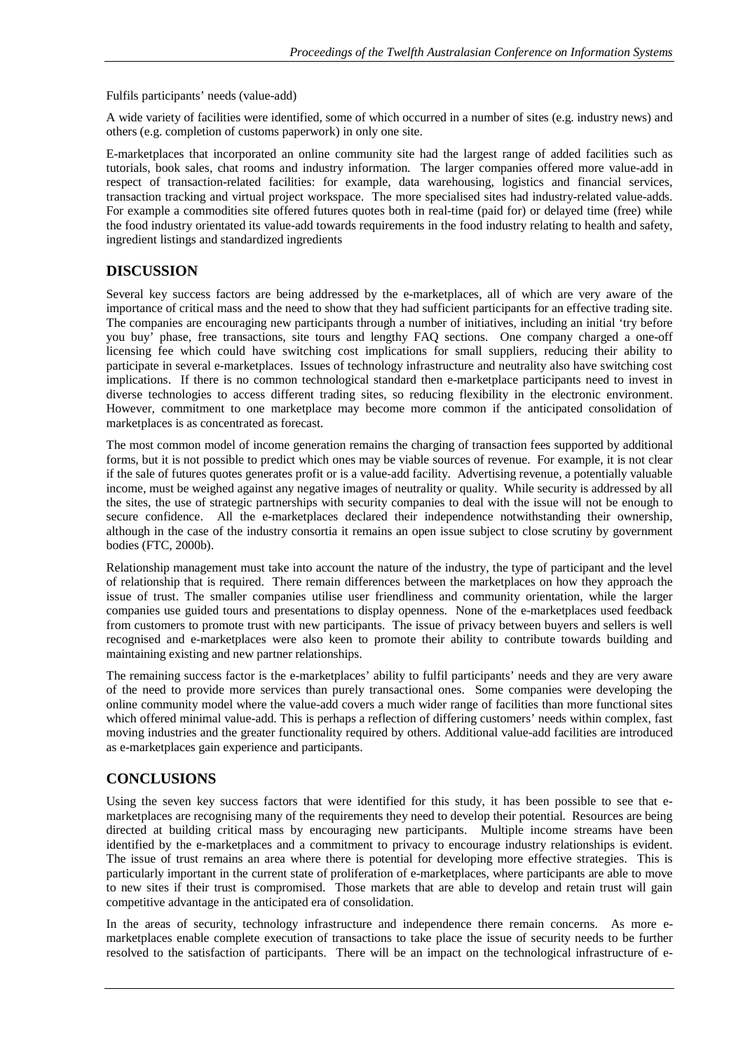Fulfils participants' needs (value-add)

A wide variety of facilities were identified, some of which occurred in a number of sites (e.g. industry news) and others (e.g. completion of customs paperwork) in only one site.

E-marketplaces that incorporated an online community site had the largest range of added facilities such as tutorials, book sales, chat rooms and industry information. The larger companies offered more value-add in respect of transaction-related facilities: for example, data warehousing, logistics and financial services, transaction tracking and virtual project workspace. The more specialised sites had industry-related value-adds. For example a commodities site offered futures quotes both in real-time (paid for) or delayed time (free) while the food industry orientated its value-add towards requirements in the food industry relating to health and safety, ingredient listings and standardized ingredients

## DISCUSSION

Several key success factors are being addressed by the e-marketplaces, all of which are very aware of the importance of critical mass and the need to show that they had sufficient participants for an effective trading site. The companies are encouraging new participants through a number of initiatives, including an initial 'try before you buy' phase, free transactions, site tours and lengthy FAQ sections. One company charged a one-off licensing fee which could have switching cost implications for small suppliers, reducing their ability to participate in several e-marketplaces. Issues of technology infrastructure and neutrality also have switching cost implications. If there is no common technological standard then e-marketplace participants need to invest in diverse technologies to access different trading sites, so reducing flexibility in the electronic environment. However, commitment to one marketplace may become more common if the anticipated consolidation of marketplaces is as concentrated as forecast.

The most common model of income generation remains the charging of transaction fees supported by additional forms, but it is not possible to predict which ones may be viable sources of revenue. For example, it is not clear if the sale of futures quotes generates profit or is a value-add facility. Advertising revenue, a potentially valuable income, must be weighed against any negative images of neutrality or quality. While security is addressed by all the sites, the use of strategic partnerships with security companies to deal with the issue will not be enough to secure confidence. All the e-marketplaces declared their independence notwithstanding their ownership, although in the case of the industry consortia it remains an open issue subject to close scrutiny by government bodies (FTC, 2000b).

Relationship management must take into account the nature of the industry, the type of participant and the level of relationship that is required. There remain differences between the marketplaces on how they approach the issue of trust. The smaller companies utilise user friendliness and community orientation, while the larger companies use guided tours and presentations to display openness. None of the e-marketplaces used feedback from customers to promote trust with new participants. The issue of privacy between buyers and sellers is well recognised and e-marketplaces were also keen to promote their ability to contribute towards building and maintaining existing and new partner relationships.

The remaining success factor is the e-marketplaces' ability to fulfil participants' needs and they are very aware of the need to provide more services than purely transactional ones. Some companies were developing the online community model where the value-add covers a much wider range of facilities than more functional sites which offered minimal value-add. This is perhaps a reflection of differing customers' needs within complex, fast moving industries and the greater functionality required by others. Additional value-add facilities are introduced as e-marketplaces gain experience and participants.

## CONCLUSIONS

Using the seven key success factors that were identified for this study, it has been possible to see that e-marketplaces are recognising many of the requirements they need to develop their potential. Resources are being directed at building critical mass by encouraging new participants. Multiple income streams have been identified by the e-marketplaces and a commitment to privacy to encourage industry relationships is evident. The issue of trust remains an area where there is potential for developing more effective strategies. This is particularly important in the current state of proliferation of e-marketplaces, where participants are able to move to new sites if their trust is compromised. Those markets that are able to develop and retain trust will gain competitive advantage in the anticipated era of consolidation.

In the areas of security, technology infrastructure and independence there remain concerns. As more e-marketplaces enable complete execution of transactions to take place the issue of security needs to be further resolved to the satisfaction of participants. There will be an impact on the technological infrastructure of e-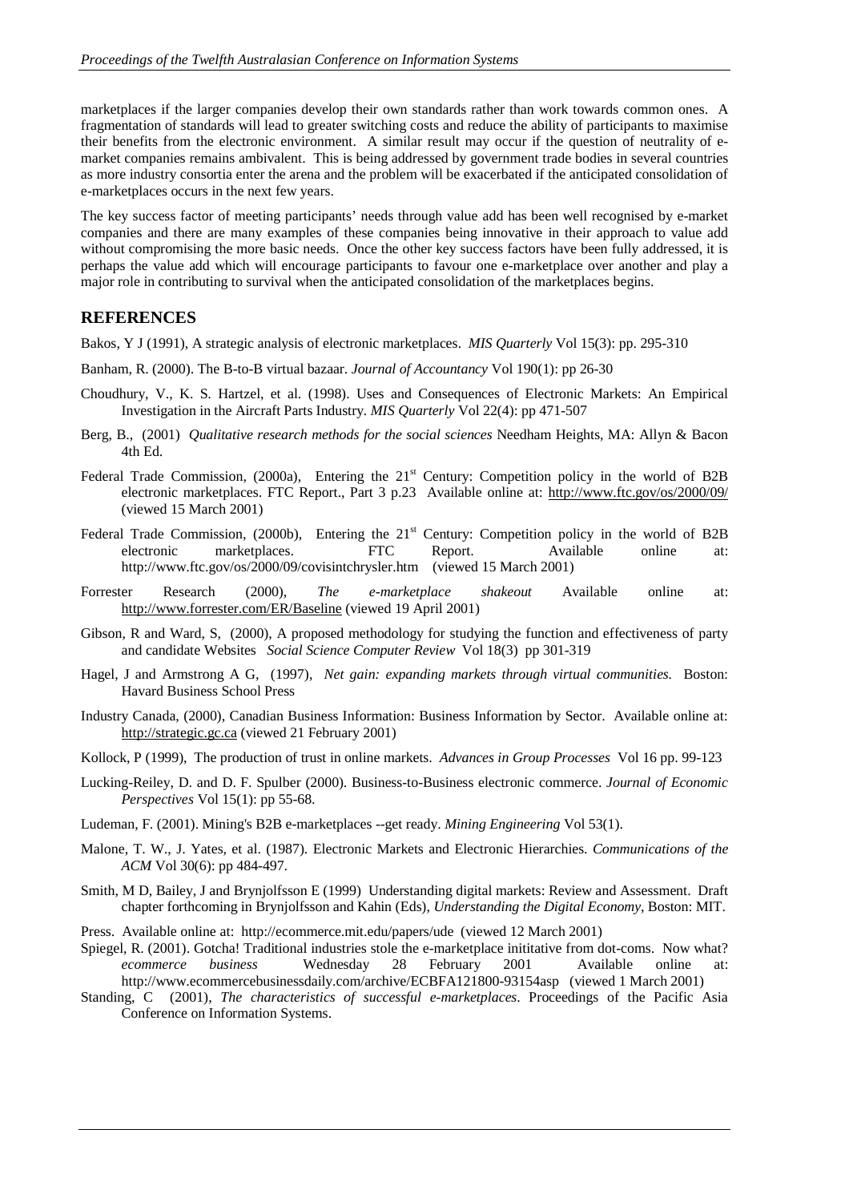marketplaces if the larger companies develop their own standards rather than work towards common ones. A fragmentation of standards will lead to greater switching costs and reduce the ability of participants to maximise their benefits from the electronic environment. A similar result may occur if the question of neutrality of e-market companies remains ambivalent. This is being addressed by government trade bodies in several countries as more industry consortia enter the arena and the problem will be exacerbated if the anticipated consolidation of e-marketplaces occurs in the next few years.

The key success factor of meeting participants' needs through value add has been well recognised by e-market companies and there are many examples of these companies being innovative in their approach to value add without compromising the more basic needs. Once the other key success factors have been fully addressed, it is perhaps the value add which will encourage participants to favour one e-marketplace over another and play a major role in contributing to survival when the anticipated consolidation of the marketplaces begins.

## REFERENCES

Bakos, Y J (1991), A strategic analysis of electronic marketplaces. *MIS Quarterly* Vol 15(3): pp. 295-310

Banham, R. (2000). The B-to-B virtual bazaar. *Journal of Accountancy* Vol 190(1): pp 26-30

Choudhury, V., K. S. Hartzel, et al. (1998). Uses and Consequences of Electronic Markets: An Empirical Investigation in the Aircraft Parts Industry. *MIS Quarterly* Vol 22(4): pp 471-507

Berg, B., (2001) *Qualitative research methods for the social sciences* Needham Heights, MA: Allyn & Bacon 4th Ed.

Federal Trade Commission, (2000a), Entering the 21st Century: Competition policy in the world of B2B electronic marketplaces. FTC Report., Part 3 p.23 Available online at: http://www.ftc.gov/os/2000/09/ (viewed 15 March 2001)

Federal Trade Commission, (2000b), Entering the 21st Century: Competition policy in the world of B2B electronic marketplaces. FTC Report. Available online at: http://www.ftc.gov/os/2000/09/covisintchrysler.htm (viewed 15 March 2001)

Forrester Research (2000), *The e-marketplace shakeout* Available online at: http://www.forrester.com/ER/Baseline (viewed 19 April 2001)

Gibson, R and Ward, S, (2000), A proposed methodology for studying the function and effectiveness of party and candidate Websites *Social Science Computer Review* Vol 18(3) pp 301-319

Hagel, J and Armstrong A G, (1997), *Net gain: expanding markets through virtual communities.* Boston: Havard Business School Press

Industry Canada, (2000), Canadian Business Information: Business Information by Sector. Available online at: http://strategic.gc.ca (viewed 21 February 2001)

Kollock, P (1999), The production of trust in online markets. *Advances in Group Processes* Vol 16 pp. 99-123

Lucking-Reiley, D. and D. F. Spulber (2000). Business-to-Business electronic commerce. *Journal of Economic Perspectives* Vol 15(1): pp 55-68.

Ludeman, F. (2001). Mining's B2B e-marketplaces --get ready. *Mining Engineering* Vol 53(1).

Malone, T. W., J. Yates, et al. (1987). Electronic Markets and Electronic Hierarchies. *Communications of the ACM* Vol 30(6): pp 484-497.

Smith, M D, Bailey, J and Brynjolfsson E (1999) Understanding digital markets: Review and Assessment. Draft chapter forthcoming in Brynjolfsson and Kahin (Eds), *Understanding the Digital Economy*, Boston: MIT.

Press. Available online at: http://ecommerce.mit.edu/papers/ude (viewed 12 March 2001)

Spiegel, R. (2001). Gotcha! Traditional industries stole the e-marketplace inititative from dot-coms. Now what? *ecommerce business* Wednesday 28 February 2001 Available online at: http://www.ecommercebusinessdaily.com/archive/ECBFA121800-93154asp (viewed 1 March 2001)

Standing, C (2001), *The characteristics of successful e-marketplaces*. Proceedings of the Pacific Asia Conference on Information Systems.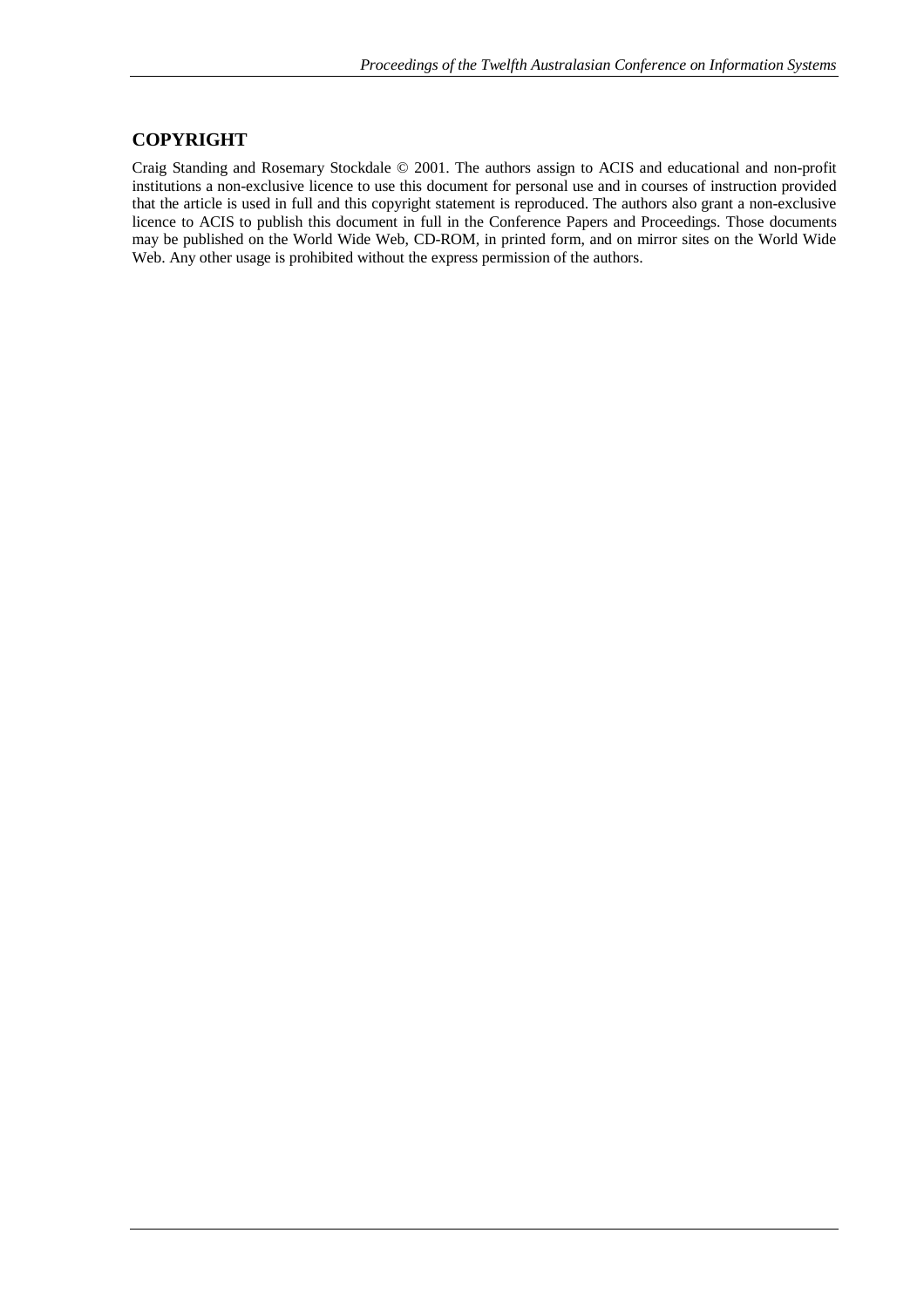## COPYRIGHT

Craig Standing and Rosemary Stockdale © 2001. The authors assign to ACIS and educational and non-profit institutions a non-exclusive licence to use this document for personal use and in courses of instruction provided that the article is used in full and this copyright statement is reproduced. The authors also grant a non-exclusive licence to ACIS to publish this document in full in the Conference Papers and Proceedings. Those documents may be published on the World Wide Web, CD-ROM, in printed form, and on mirror sites on the World Wide Web. Any other usage is prohibited without the express permission of the authors.